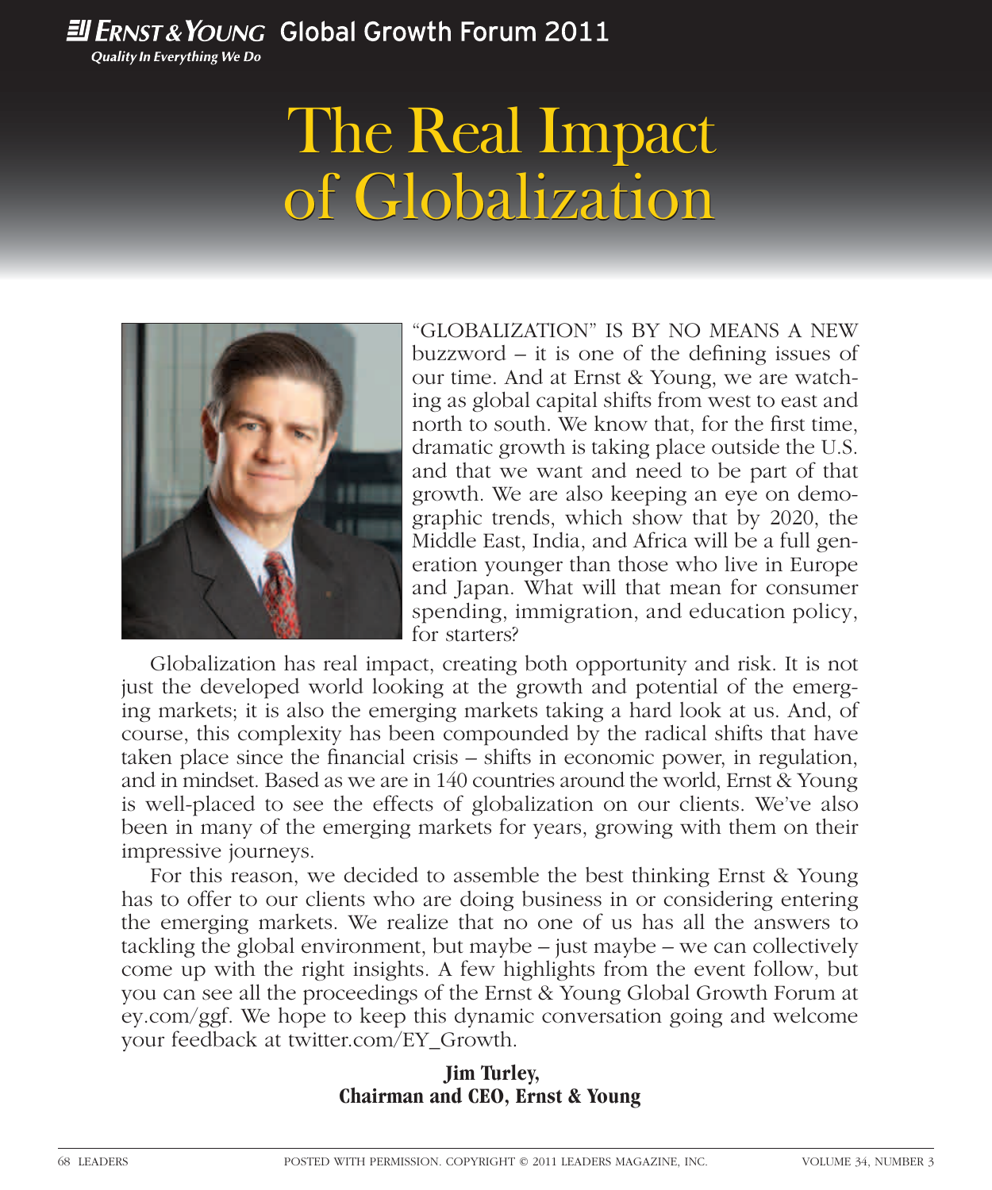Ernst & Young Global Growth Forum 2011

Quality In Everything We Do

# The Real Impact of Globalization

"GLOBALIZATION" IS BY NO MEANS A NEW buzzword – it is one of the defining issues of our time. And at Ernst & Young, we are watching as global capital shifts from west to east and north to south. We know that, for the first time, dramatic growth is taking place outside the U.S. and that we want and need to be part of that growth. We are also keeping an eye on demographic trends, which show that by 2020, the Middle East, India, and Africa will be a full generation younger than those who live in Europe and Japan. What will that mean for consumer spending, immigration, and education policy, for starters?

Globalization has real impact, creating both opportunity and risk. It is not just the developed world looking at the growth and potential of the emerging markets; it is also the emerging markets taking a hard look at us. And, of course, this complexity has been compounded by the radical shifts that have taken place since the financial crisis – shifts in economic power, in regulation, and in mindset. Based as we are in 140 countries around the world, Ernst & Young is well-placed to see the effects of globalization on our clients. We've also been in many of the emerging markets for years, growing with them on their impressive journeys.

For this reason, we decided to assemble the best thinking Ernst & Young has to offer to our clients who are doing business in or considering entering the emerging markets. We realize that no one of us has all the answers to tackling the global environment, but maybe – just maybe – we can collectively come up with the right insights. A few highlights from the event follow, but you can see all the proceedings of the Ernst & Young Global Growth Forum at ey.com/ggf. We hope to keep this dynamic conversation going and welcome your feedback at twitter.com/EY_Growth.

**Jim Turley,**
**Chairman and CEO, Ernst & Young**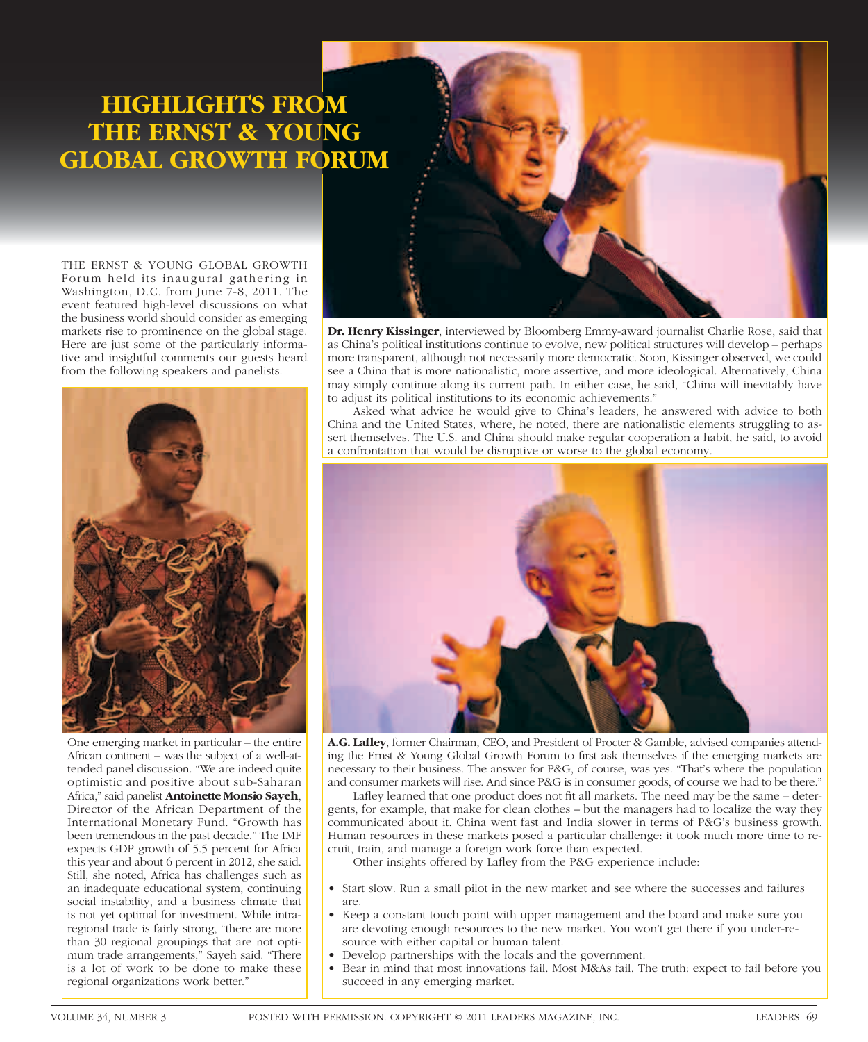# HIGHLIGHTS FROM THE ERNST & YOUNG GLOBAL GROWTH FORUM

THE ERNST & YOUNG GLOBAL GROWTH Forum held its inaugural gathering in Washington, D.C. from June 7-8, 2011. The event featured high-level discussions on what the business world should consider as emerging markets rise to prominence on the global stage. Here are just some of the particularly informative and insightful comments our guests heard from the following speakers and panelists.

One emerging market in particular – the entire African continent – was the subject of a well-attended panel discussion. "We are indeed quite optimistic and positive about sub-Saharan Africa," said panelist **Antoinette Monsio Sayeh**, Director of the African Department of the International Monetary Fund. "Growth has been tremendous in the past decade." The IMF expects GDP growth of 5.5 percent for Africa this year and about 6 percent in 2012, she said. Still, she noted, Africa has challenges such as an inadequate educational system, continuing social instability, and a business climate that is not yet optimal for investment. While intra-regional trade is fairly strong, "there are more than 30 regional groupings that are not optimum trade arrangements," Sayeh said. "There is a lot of work to be done to make these regional organizations work better."

**Dr. Henry Kissinger**, interviewed by Bloomberg Emmy-award journalist Charlie Rose, said that as China's political institutions continue to evolve, new political structures will develop – perhaps more transparent, although not necessarily more democratic. Soon, Kissinger observed, we could see a China that is more nationalistic, more assertive, and more ideological. Alternatively, China may simply continue along its current path. In either case, he said, "China will inevitably have to adjust its political institutions to its economic achievements."

Asked what advice he would give to China's leaders, he answered with advice to both China and the United States, where, he noted, there are nationalistic elements struggling to assert themselves. The U.S. and China should make regular cooperation a habit, he said, to avoid a confrontation that would be disruptive or worse to the global economy.

**A.G. Lafley**, former Chairman, CEO, and President of Procter & Gamble, advised companies attending the Ernst & Young Global Growth Forum to first ask themselves if the emerging markets are necessary to their business. The answer for P&G, of course, was yes. "That's where the population and consumer markets will rise. And since P&G is in consumer goods, of course we had to be there."

Lafley learned that one product does not fit all markets. The need may be the same – detergents, for example, that make for clean clothes – but the managers had to localize the way they communicated about it. China went fast and India slower in terms of P&G's business growth. Human resources in these markets posed a particular challenge: it took much more time to recruit, train, and manage a foreign work force than expected.

Other insights offered by Lafley from the P&G experience include:

- Start slow. Run a small pilot in the new market and see where the successes and failures are.
- Keep a constant touch point with upper management and the board and make sure you are devoting enough resources to the new market. You won't get there if you under-resource with either capital or human talent.
- Develop partnerships with the locals and the government.
- Bear in mind that most innovations fail. Most M&As fail. The truth: expect to fail before you succeed in any emerging market.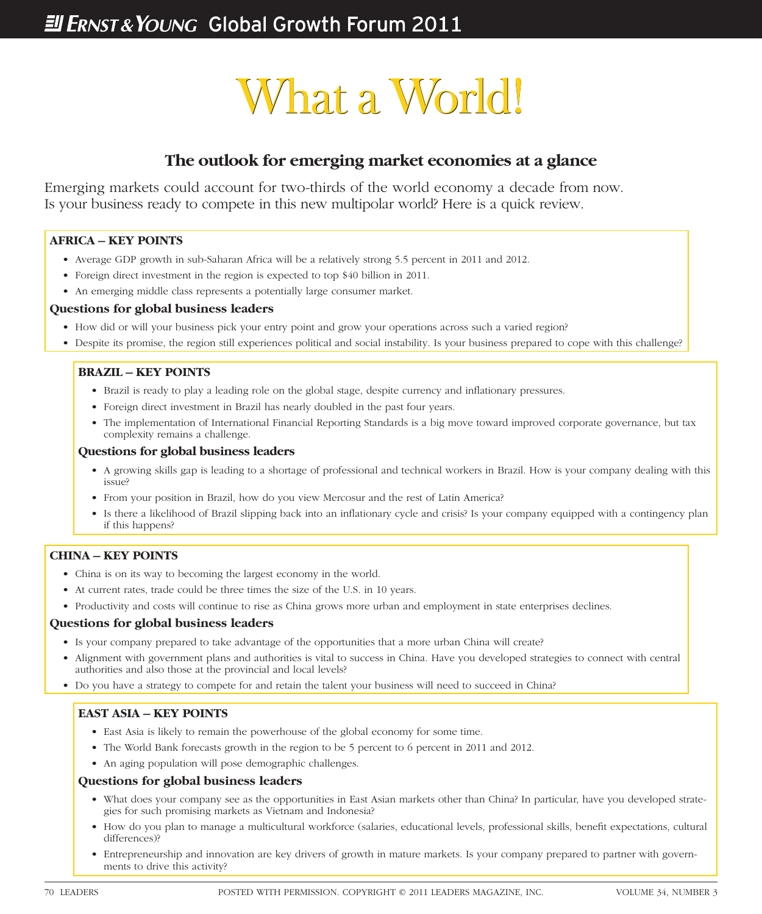# What a World!

## The outlook for emerging market economies at a glance

Emerging markets could account for two-thirds of the world economy a decade from now. Is your business ready to compete in this new multipolar world? Here is a quick review.

### AFRICA – KEY POINTS

- Average GDP growth in sub-Saharan Africa will be a relatively strong 5.5 percent in 2011 and 2012.
- Foreign direct investment in the region is expected to top $40 billion in 2011.
- An emerging middle class represents a potentially large consumer market.

#### Questions for global business leaders

- How did or will your business pick your entry point and grow your operations across such a varied region?
- Despite its promise, the region still experiences political and social instability. Is your business prepared to cope with this challenge?

### BRAZIL – KEY POINTS

- Brazil is ready to play a leading role on the global stage, despite currency and inflationary pressures.
- Foreign direct investment in Brazil has nearly doubled in the past four years.
- The implementation of International Financial Reporting Standards is a big move toward improved corporate governance, but tax complexity remains a challenge.

#### Questions for global business leaders

- A growing skills gap is leading to a shortage of professional and technical workers in Brazil. How is your company dealing with this issue?
- From your position in Brazil, how do you view Mercosur and the rest of Latin America?
- Is there a likelihood of Brazil slipping back into an inflationary cycle and crisis? Is your company equipped with a contingency plan if this happens?

### CHINA – KEY POINTS

- China is on its way to becoming the largest economy in the world.
- At current rates, trade could be three times the size of the U.S. in 10 years.
- Productivity and costs will continue to rise as China grows more urban and employment in state enterprises declines.

#### Questions for global business leaders

- Is your company prepared to take advantage of the opportunities that a more urban China will create?
- Alignment with government plans and authorities is vital to success in China. Have you developed strategies to connect with central authorities and also those at the provincial and local levels?
- Do you have a strategy to compete for and retain the talent your business will need to succeed in China?

### EAST ASIA – KEY POINTS

- East Asia is likely to remain the powerhouse of the global economy for some time.
- The World Bank forecasts growth in the region to be 5 percent to 6 percent in 2011 and 2012.
- An aging population will pose demographic challenges.

#### Questions for global business leaders

- What does your company see as the opportunities in East Asian markets other than China? In particular, have you developed strategies for such promising markets as Vietnam and Indonesia?
- How do you plan to manage a multicultural workforce (salaries, educational levels, professional skills, benefit expectations, cultural differences)?
- Entrepreneurship and innovation are key drivers of growth in mature markets. Is your company prepared to partner with governments to drive this activity?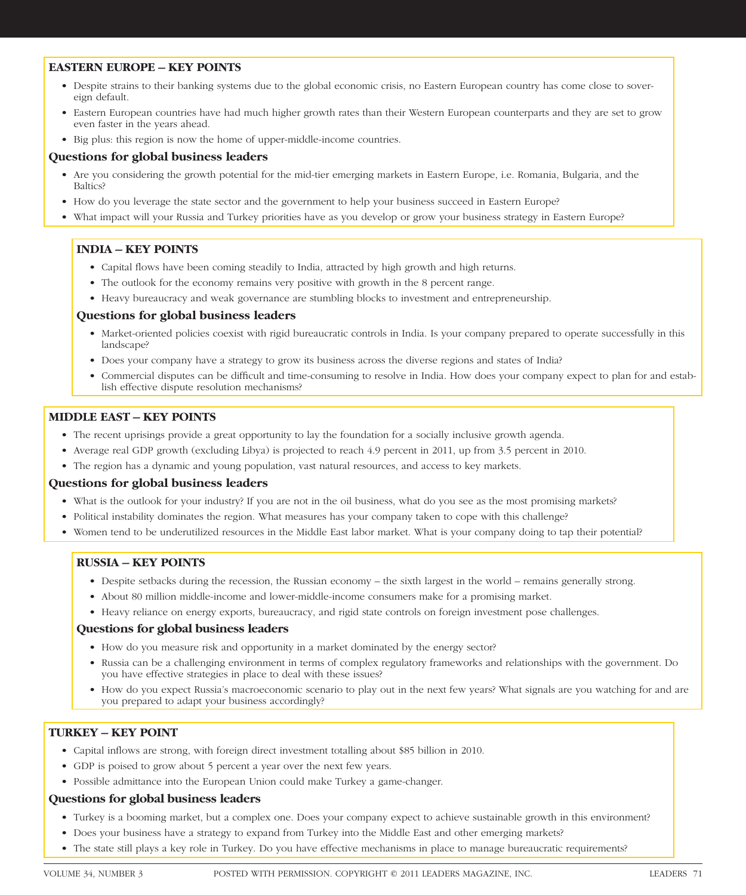### EASTERN EUROPE – KEY POINTS

- Despite strains to their banking systems due to the global economic crisis, no Eastern European country has come close to sovereign default.
- Eastern European countries have had much higher growth rates than their Western European counterparts and they are set to grow even faster in the years ahead.
- Big plus: this region is now the home of upper-middle-income countries.

#### Questions for global business leaders

- Are you considering the growth potential for the mid-tier emerging markets in Eastern Europe, i.e. Romania, Bulgaria, and the Baltics?
- How do you leverage the state sector and the government to help your business succeed in Eastern Europe?
- What impact will your Russia and Turkey priorities have as you develop or grow your business strategy in Eastern Europe?

### INDIA – KEY POINTS

- Capital flows have been coming steadily to India, attracted by high growth and high returns.
- The outlook for the economy remains very positive with growth in the 8 percent range.
- Heavy bureaucracy and weak governance are stumbling blocks to investment and entrepreneurship.

#### Questions for global business leaders

- Market-oriented policies coexist with rigid bureaucratic controls in India. Is your company prepared to operate successfully in this landscape?
- Does your company have a strategy to grow its business across the diverse regions and states of India?
- Commercial disputes can be difficult and time-consuming to resolve in India. How does your company expect to plan for and establish effective dispute resolution mechanisms?

### MIDDLE EAST – KEY POINTS

- The recent uprisings provide a great opportunity to lay the foundation for a socially inclusive growth agenda.
- Average real GDP growth (excluding Libya) is projected to reach 4.9 percent in 2011, up from 3.5 percent in 2010.
- The region has a dynamic and young population, vast natural resources, and access to key markets.

#### Questions for global business leaders

- What is the outlook for your industry? If you are not in the oil business, what do you see as the most promising markets?
- Political instability dominates the region. What measures has your company taken to cope with this challenge?
- Women tend to be underutilized resources in the Middle East labor market. What is your company doing to tap their potential?

### RUSSIA – KEY POINTS

- Despite setbacks during the recession, the Russian economy – the sixth largest in the world – remains generally strong.
- About 80 million middle-income and lower-middle-income consumers make for a promising market.
- Heavy reliance on energy exports, bureaucracy, and rigid state controls on foreign investment pose challenges.

#### Questions for global business leaders

- How do you measure risk and opportunity in a market dominated by the energy sector?
- Russia can be a challenging environment in terms of complex regulatory frameworks and relationships with the government. Do you have effective strategies in place to deal with these issues?
- How do you expect Russia's macroeconomic scenario to play out in the next few years? What signals are you watching for and are you prepared to adapt your business accordingly?

### TURKEY – KEY POINT

- Capital inflows are strong, with foreign direct investment totalling about $85 billion in 2010.
- GDP is poised to grow about 5 percent a year over the next few years.
- Possible admittance into the European Union could make Turkey a game-changer.

#### Questions for global business leaders

- Turkey is a booming market, but a complex one. Does your company expect to achieve sustainable growth in this environment?
- Does your business have a strategy to expand from Turkey into the Middle East and other emerging markets?
- The state still plays a key role in Turkey. Do you have effective mechanisms in place to manage bureaucratic requirements?

POSTED WITH PERMISSION. COPYRIGHT © 2011 LEADERS MAGAZINE, INC.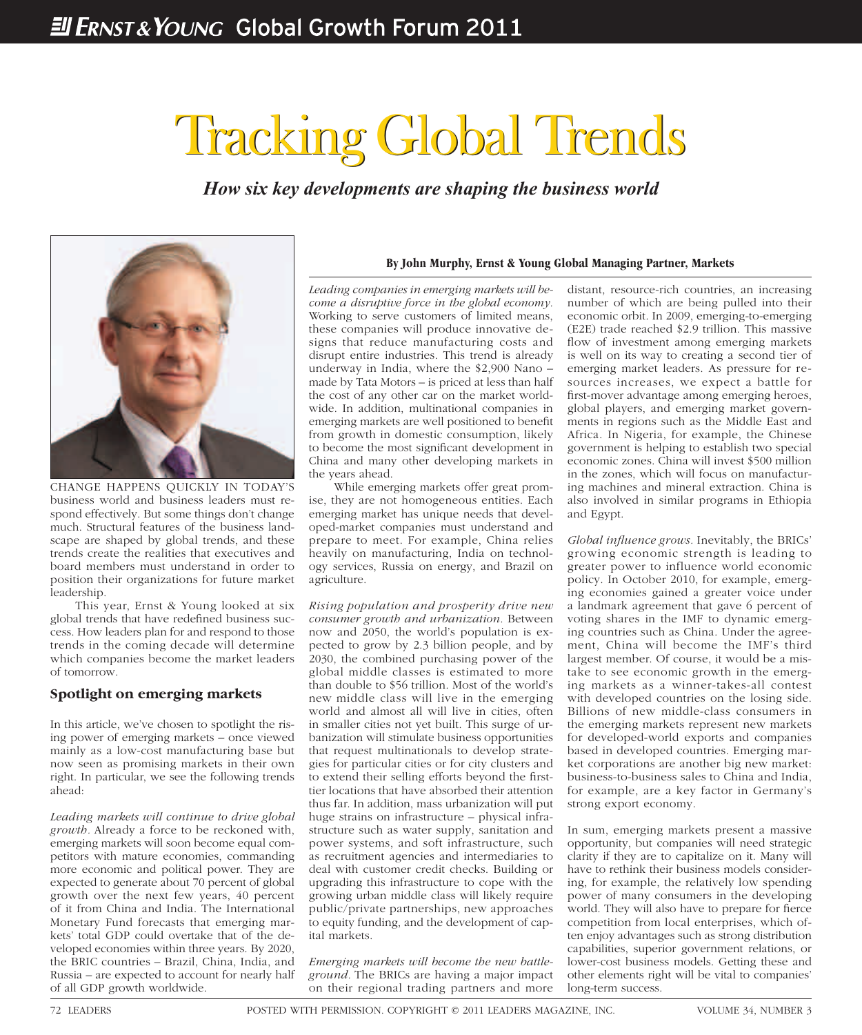# Tracking Global Trends

***How six key developments are shaping the business world***

**By John Murphy, Ernst & Young Global Managing Partner, Markets**

CHANGE HAPPENS QUICKLY IN TODAY'S business world and business leaders must respond effectively. But some things don't change much. Structural features of the business landscape are shaped by global trends, and these trends create the realities that executives and board members must understand in order to position their organizations for future market leadership.

This year, Ernst & Young looked at six global trends that have redefined business success. How leaders plan for and respond to those trends in the coming decade will determine which companies become the market leaders of tomorrow.

## Spotlight on emerging markets

In this article, we've chosen to spotlight the rising power of emerging markets – once viewed mainly as a low-cost manufacturing base but now seen as promising markets in their own right. In particular, we see the following trends ahead:

*Leading markets will continue to drive global growth.* Already a force to be reckoned with, emerging markets will soon become equal competitors with mature economies, commanding more economic and political power. They are expected to generate about 70 percent of global growth over the next few years, 40 percent of it from China and India. The International Monetary Fund forecasts that emerging markets' total GDP could overtake that of the developed economies within three years. By 2020, the BRIC countries – Brazil, China, India, and Russia – are expected to account for nearly half of all GDP growth worldwide.

*Leading companies in emerging markets will become a disruptive force in the global economy.* Working to serve customers of limited means, these companies will produce innovative designs that reduce manufacturing costs and disrupt entire industries. This trend is already underway in India, where the $2,900 Nano – made by Tata Motors – is priced at less than half the cost of any other car on the market worldwide. In addition, multinational companies in emerging markets are well positioned to benefit from growth in domestic consumption, likely to become the most significant development in China and many other developing markets in the years ahead.

While emerging markets offer great promise, they are not homogeneous entities. Each emerging market has unique needs that developed-market companies must understand and prepare to meet. For example, China relies heavily on manufacturing, India on technology services, Russia on energy, and Brazil on agriculture.

*Rising population and prosperity drive new consumer growth and urbanization.* Between now and 2050, the world's population is expected to grow by 2.3 billion people, and by 2030, the combined purchasing power of the global middle classes is estimated to more than double to $56 trillion. Most of the world's new middle class will live in the emerging world and almost all will live in cities, often in smaller cities not yet built. This surge of urbanization will stimulate business opportunities that request multinationals to develop strategies for particular cities or for city clusters and to extend their selling efforts beyond the first-tier locations that have absorbed their attention thus far. In addition, mass urbanization will put huge strains on infrastructure – physical infrastructure such as water supply, sanitation and power systems, and soft infrastructure, such as recruitment agencies and intermediaries to deal with customer credit checks. Building or upgrading this infrastructure to cope with the growing urban middle class will likely require public/private partnerships, new approaches to equity funding, and the development of capital markets.

*Emerging markets will become the new battleground.* The BRICs are having a major impact on their regional trading partners and more distant, resource-rich countries, an increasing number of which are being pulled into their economic orbit. In 2009, emerging-to-emerging (E2E) trade reached $2.9 trillion. This massive flow of investment among emerging markets is well on its way to creating a second tier of emerging market leaders. As pressure for resources increases, we expect a battle for first-mover advantage among emerging heroes, global players, and emerging market governments in regions such as the Middle East and Africa. In Nigeria, for example, the Chinese government is helping to establish two special economic zones. China will invest $500 million in the zones, which will focus on manufacturing machines and mineral extraction. China is also involved in similar programs in Ethiopia and Egypt.

*Global influence grows.* Inevitably, the BRICs' growing economic strength is leading to greater power to influence world economic policy. In October 2010, for example, emerging economies gained a greater voice under a landmark agreement that gave 6 percent of voting shares in the IMF to dynamic emerging countries such as China. Under the agreement, China will become the IMF's third largest member. Of course, it would be a mistake to see economic growth in the emerging markets as a winner-takes-all contest with developed countries on the losing side. Billions of new middle-class consumers in the emerging markets represent new markets for developed-world exports and companies based in developed countries. Emerging market corporations are another big new market: business-to-business sales to China and India, for example, are a key factor in Germany's strong export economy.

In sum, emerging markets present a massive opportunity, but companies will need strategic clarity if they are to capitalize on it. Many will have to rethink their business models considering, for example, the relatively low spending power of many consumers in the developing world. They will also have to prepare for fierce competition from local enterprises, which often enjoy advantages such as strong distribution capabilities, superior government relations, or lower-cost business models. Getting these and other elements right will be vital to companies' long-term success.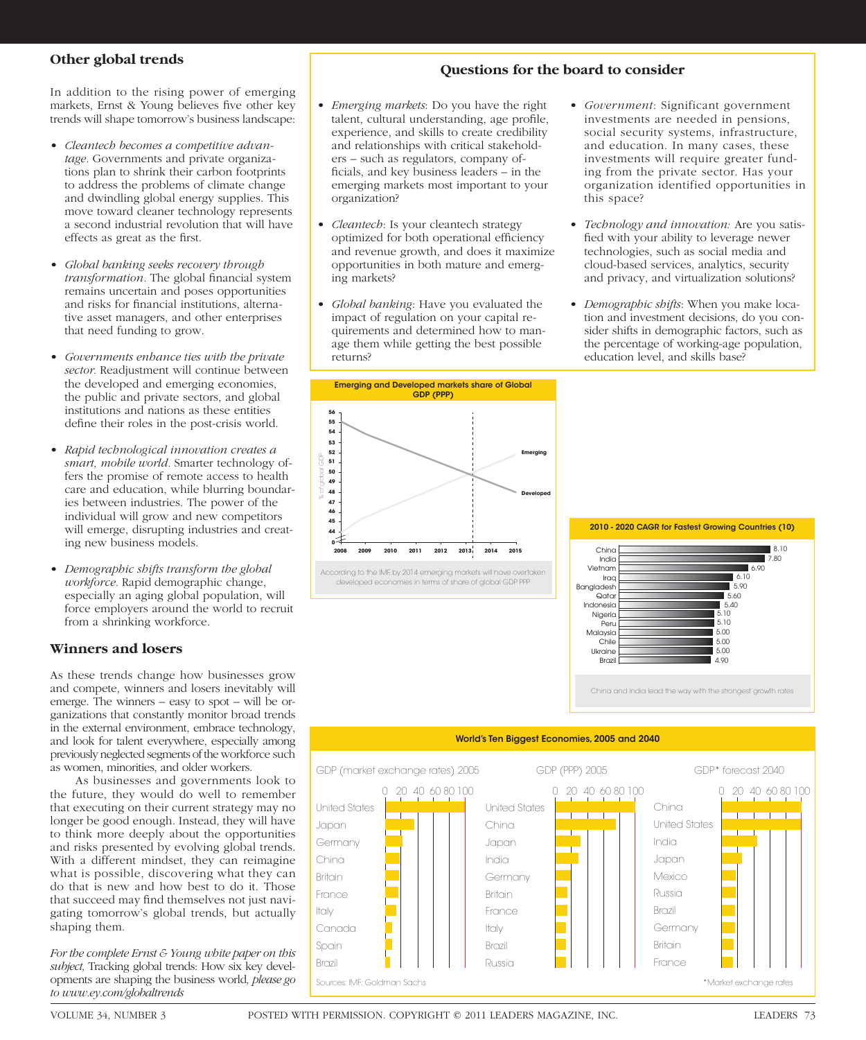## Other global trends

In addition to the rising power of emerging markets, Ernst & Young believes five other key trends will shape tomorrow's business landscape:

- *Cleantech becomes a competitive advantage.* Governments and private organizations plan to shrink their carbon footprints to address the problems of climate change and dwindling global energy supplies. This move toward cleaner technology represents a second industrial revolution that will have effects as great as the first.
- *Global banking seeks recovery through transformation.* The global financial system remains uncertain and poses opportunities and risks for financial institutions, alternative asset managers, and other enterprises that need funding to grow.
- *Governments enhance ties with the private sector.* Readjustment will continue between the developed and emerging economies, the public and private sectors, and global institutions and nations as these entities define their roles in the post-crisis world.
- *Rapid technological innovation creates a smart, mobile world.* Smarter technology offers the promise of remote access to health care and education, while blurring boundaries between industries. The power of the individual will grow and new competitors will emerge, disrupting industries and creating new business models.
- *Demographic shifts transform the global workforce.* Rapid demographic change, especially an aging global population, will force employers around the world to recruit from a shrinking workforce.

## Winners and losers

As these trends change how businesses grow and compete, winners and losers inevitably will emerge. The winners – easy to spot – will be organizations that constantly monitor broad trends in the external environment, embrace technology, and look for talent everywhere, especially among previously neglected segments of the workforce such as women, minorities, and older workers.

As businesses and governments look to the future, they would do well to remember that executing on their current strategy may no longer be good enough. Instead, they will have to think more deeply about the opportunities and risks presented by evolving global trends. With a different mindset, they can reimagine what is possible, discovering what they can do that is new and how best to do it. Those that succeed may find themselves not just navigating tomorrow's global trends, but actually shaping them.

*For the complete Ernst & Young white paper on this subject,* Tracking global trends: How six key developments are shaping the business world*, please go to www.ey.com/globaltrends*

### Questions for the board to consider

- *Emerging markets*: Do you have the right talent, cultural understanding, age profile, experience, and skills to create credibility and relationships with critical stakeholders – such as regulators, company officials, and key business leaders – in the emerging markets most important to your organization?
- *Cleantech*: Is your cleantech strategy optimized for both operational efficiency and revenue growth, and does it maximize opportunities in both mature and emerging markets?
- *Global banking*: Have you evaluated the impact of regulation on your capital requirements and determined how to manage them while getting the best possible returns?
- *Government*: Significant government investments are needed in pensions, social security systems, infrastructure, and education. In many cases, these investments will require greater funding from the private sector. Has your organization identified opportunities in this space?
- *Technology and innovation:* Are you satisfied with your ability to leverage newer technologies, such as social media and cloud-based services, analytics, security and privacy, and virtualization solutions?
- *Demographic shifts*: When you make location and investment decisions, do you consider shifts in demographic factors, such as the percentage of working-age population, education level, and skills base?

**Emerging and Developed markets share of Global GDP (PPP)**

% of global GDP

56, 55, 54, 53, 52, 51, 50, 49, 48, 47, 46, 45, 44, 0

2008, 2009, 2010, 2011, 2012, 2013, 2014, 2015

Emerging

Developed

According to the IMF, by 2014 emerging markets will have overtaken developed economies in terms of share of global GDP PPP

**2010 - 2020 CAGR for Fastest Growing Countries (10)**

China 8.10
India 7.80
Vietnam 6.90
Iraq 6.10
Bangladesh 5.90
Qatar 5.60
Indonesia 5.40
Nigeria 5.10
Peru 5.10
Malaysia 5.00
Chile 5.00
Ukraine 5.00
Brazil 4.90

China and India lead the way with the strongest growth rates

**World's Ten Biggest Economies, 2005 and 2040**

GDP (market exchange rates) 2005

0 20 40 60 80 100

United States, Japan, Germany, China, Britain, France, Italy, Canada, Spain, Brazil

GDP (PPP) 2005

0 20 40 60 80 100

United States, China, Japan, India, Germany, Britain, France, Italy, Brazil, Russia

GDP* forecast 2040

0 20 40 60 80 100

China, United States, India, Japan, Mexico, Russia, Brazil, Germany, Britain, France

Sources: IMF; Goldman Sachs

*Market exchange rates